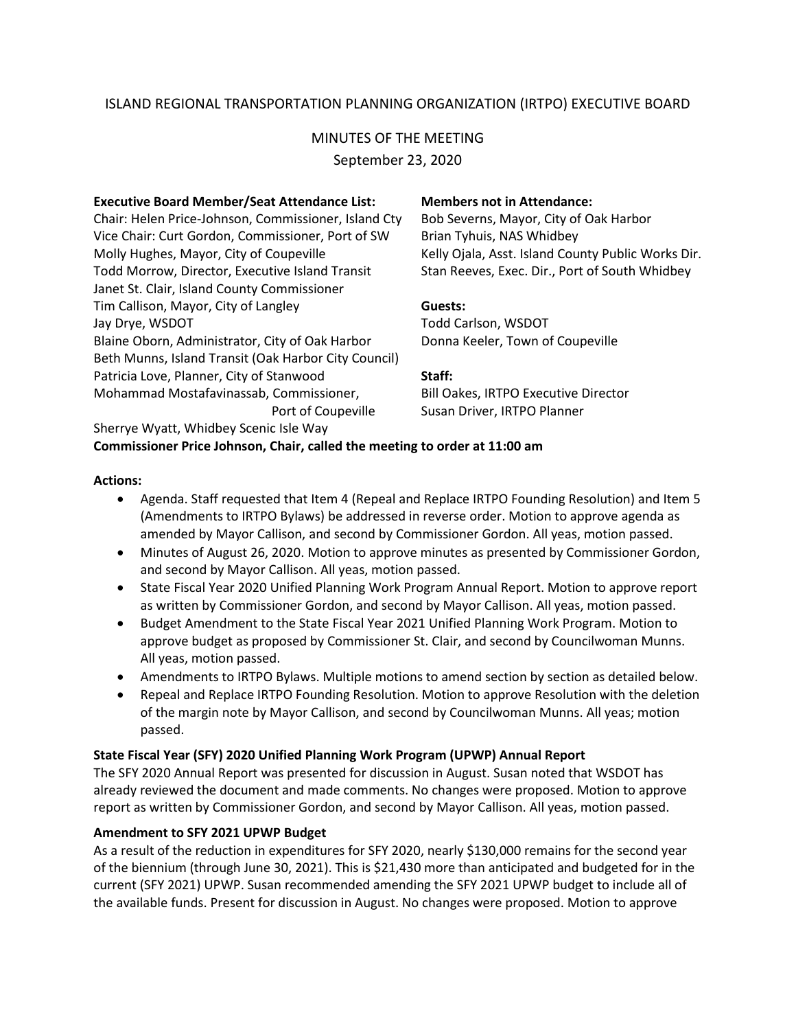ISLAND REGIONAL TRANSPORTATION PLANNING ORGANIZATION (IRTPO) EXECUTIVE BOARD

MINUTES OF THE MEETING
September 23, 2020

**Executive Board Member/Seat Attendance List:**

Chair: Helen Price-Johnson, Commissioner, Island Cty
Vice Chair: Curt Gordon, Commissioner, Port of SW
Molly Hughes, Mayor, City of Coupeville
Todd Morrow, Director, Executive Island Transit
Janet St. Clair, Island County Commissioner
Tim Callison, Mayor, City of Langley
Jay Drye, WSDOT
Blaine Oborn, Administrator, City of Oak Harbor
Beth Munns, Island Transit (Oak Harbor City Council)
Patricia Love, Planner, City of Stanwood
Mohammad Mostafavinassab, Commissioner, Port of Coupeville
Sherrye Wyatt, Whidbey Scenic Isle Way

**Members not in Attendance:**

Bob Severns, Mayor, City of Oak Harbor
Brian Tyhuis, NAS Whidbey
Kelly Ojala, Asst. Island County Public Works Dir.
Stan Reeves, Exec. Dir., Port of South Whidbey

**Guests:**

Todd Carlson, WSDOT
Donna Keeler, Town of Coupeville

**Staff:**

Bill Oakes, IRTPO Executive Director
Susan Driver, IRTPO Planner

**Commissioner Price Johnson, Chair, called the meeting to order at 11:00 am**

**Actions:**

- Agenda. Staff requested that Item 4 (Repeal and Replace IRTPO Founding Resolution) and Item 5 (Amendments to IRTPO Bylaws) be addressed in reverse order. Motion to approve agenda as amended by Mayor Callison, and second by Commissioner Gordon. All yeas, motion passed.
- Minutes of August 26, 2020. Motion to approve minutes as presented by Commissioner Gordon, and second by Mayor Callison. All yeas, motion passed.
- State Fiscal Year 2020 Unified Planning Work Program Annual Report. Motion to approve report as written by Commissioner Gordon, and second by Mayor Callison. All yeas, motion passed.
- Budget Amendment to the State Fiscal Year 2021 Unified Planning Work Program. Motion to approve budget as proposed by Commissioner St. Clair, and second by Councilwoman Munns. All yeas, motion passed.
- Amendments to IRTPO Bylaws. Multiple motions to amend section by section as detailed below.
- Repeal and Replace IRTPO Founding Resolution. Motion to approve Resolution with the deletion of the margin note by Mayor Callison, and second by Councilwoman Munns. All yeas; motion passed.

**State Fiscal Year (SFY) 2020 Unified Planning Work Program (UPWP) Annual Report**

The SFY 2020 Annual Report was presented for discussion in August. Susan noted that WSDOT has already reviewed the document and made comments. No changes were proposed. Motion to approve report as written by Commissioner Gordon, and second by Mayor Callison. All yeas, motion passed.

**Amendment to SFY 2021 UPWP Budget**

As a result of the reduction in expenditures for SFY 2020, nearly $130,000 remains for the second year of the biennium (through June 30, 2021). This is $21,430 more than anticipated and budgeted for in the current (SFY 2021) UPWP. Susan recommended amending the SFY 2021 UPWP budget to include all of the available funds. Present for discussion in August. No changes were proposed. Motion to approve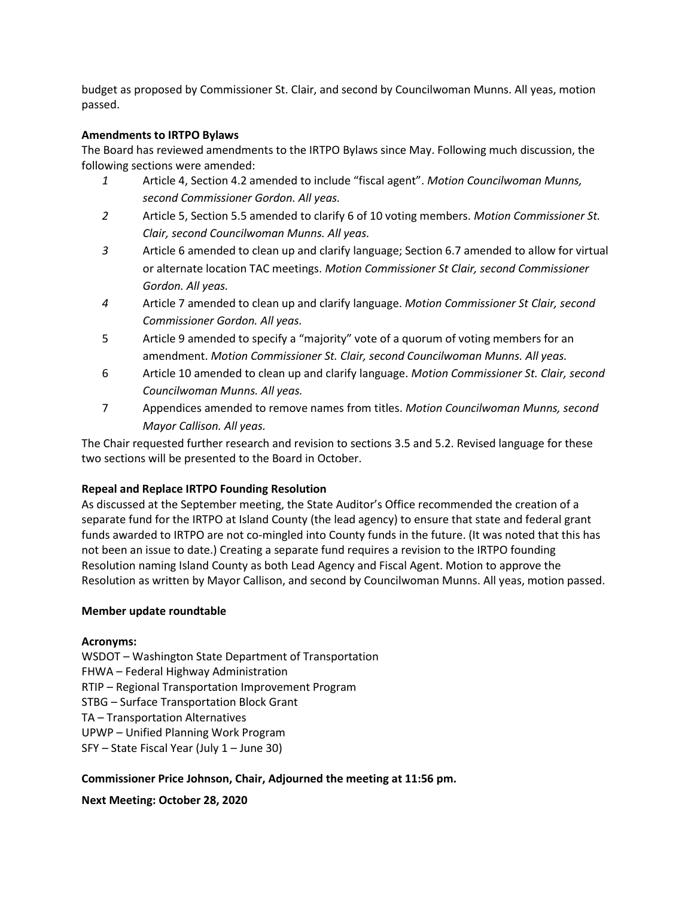budget as proposed by Commissioner St. Clair, and second by Councilwoman Munns. All yeas, motion passed.

**Amendments to IRTPO Bylaws**

The Board has reviewed amendments to the IRTPO Bylaws since May. Following much discussion, the following sections were amended:

1. Article 4, Section 4.2 amended to include "fiscal agent". *Motion Councilwoman Munns, second Commissioner Gordon. All yeas.*
2. Article 5, Section 5.5 amended to clarify 6 of 10 voting members. *Motion Commissioner St. Clair, second Councilwoman Munns. All yeas.*
3. Article 6 amended to clean up and clarify language; Section 6.7 amended to allow for virtual or alternate location TAC meetings. *Motion Commissioner St Clair, second Commissioner Gordon. All yeas.*
4. Article 7 amended to clean up and clarify language. *Motion Commissioner St Clair, second Commissioner Gordon. All yeas.*
5. Article 9 amended to specify a "majority" vote of a quorum of voting members for an amendment. *Motion Commissioner St. Clair, second Councilwoman Munns. All yeas.*
6. Article 10 amended to clean up and clarify language. *Motion Commissioner St. Clair, second Councilwoman Munns. All yeas.*
7. Appendices amended to remove names from titles. *Motion Councilwoman Munns, second Mayor Callison. All yeas.*

The Chair requested further research and revision to sections 3.5 and 5.2. Revised language for these two sections will be presented to the Board in October.

**Repeal and Replace IRTPO Founding Resolution**

As discussed at the September meeting, the State Auditor's Office recommended the creation of a separate fund for the IRTPO at Island County (the lead agency) to ensure that state and federal grant funds awarded to IRTPO are not co-mingled into County funds in the future. (It was noted that this has not been an issue to date.) Creating a separate fund requires a revision to the IRTPO founding Resolution naming Island County as both Lead Agency and Fiscal Agent. Motion to approve the Resolution as written by Mayor Callison, and second by Councilwoman Munns. All yeas, motion passed.

**Member update roundtable**

**Acronyms:**

WSDOT – Washington State Department of Transportation
FHWA – Federal Highway Administration
RTIP – Regional Transportation Improvement Program
STBG – Surface Transportation Block Grant
TA – Transportation Alternatives
UPWP – Unified Planning Work Program
SFY – State Fiscal Year (July 1 – June 30)

**Commissioner Price Johnson, Chair, Adjourned the meeting at 11:56 pm.**

**Next Meeting: October 28, 2020**